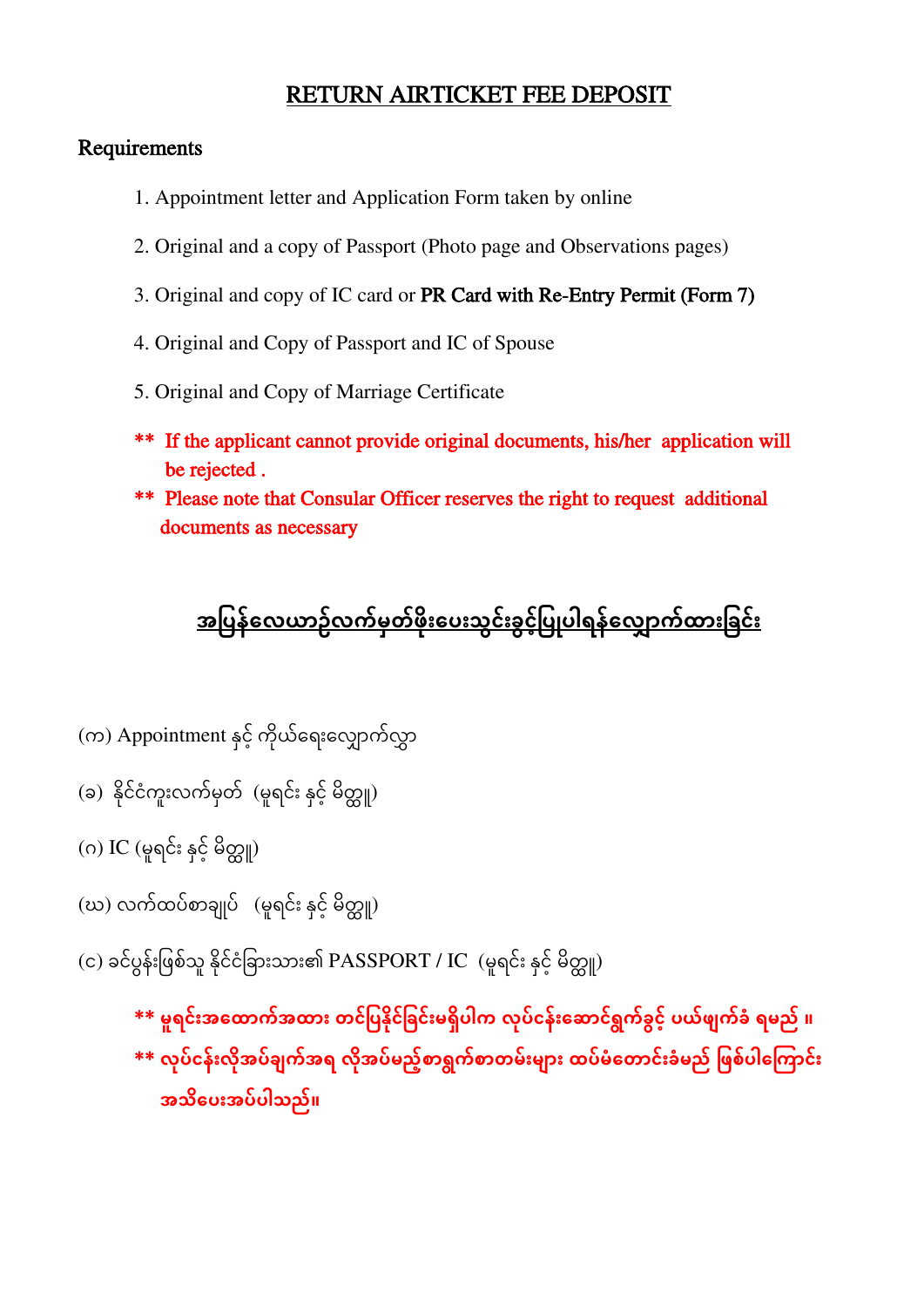# RETURN AIRTICKET FEE DEPOSIT

## Requirements

1. Appointment letter and Application Form taken by online
2. Original and a copy of Passport (Photo page and Observations pages)
3. Original and copy of IC card or **PR Card with Re-Entry Permit (Form 7)**
4. Original and Copy of Passport and IC of Spouse
5. Original and Copy of Marriage Certificate

**\*\* If the applicant cannot provide original documents, his/her application will be rejected .**

**\*\* Please note that Consular Officer reserves the right to request additional documents as necessary**

## အပြန်လေယာဉ်လက်မှတ်ဖိုးပေးသွင်းခွင့်ပြုပါရန်လျှောက်ထားခြင်း

(က) Appointment နှင့် ကိုယ်ရေးလျှောက်လွှာ

(ခ) နိုင်ငံကူးလက်မှတ် (မူရင်း နှင့် မိတ္တူ)

(ဂ) IC (မူရင်း နှင့် မိတ္တူ)

(ဃ) လက်ထပ်စာချုပ် (မူရင်း နှင့် မိတ္တူ)

(င) ခင်ပွန်းဖြစ်သူ နိုင်ငံခြားသား၏ PASSPORT / IC (မူရင်း နှင့် မိတ္တူ)

**\*\* မူရင်းအထောက်အထား တင်ပြနိုင်ခြင်းမရှိပါက လုပ်ငန်းဆောင်ရွက်ခွင့် ပယ်ဖျက်ခံ ရမည် ။**

**\*\* လုပ်ငန်းလိုအပ်ချက်အရ လိုအပ်မည့်စာရွက်စာတမ်းများ ထပ်မံတောင်းခံမည် ဖြစ်ပါကြောင်း အသိပေးအပ်ပါသည်။**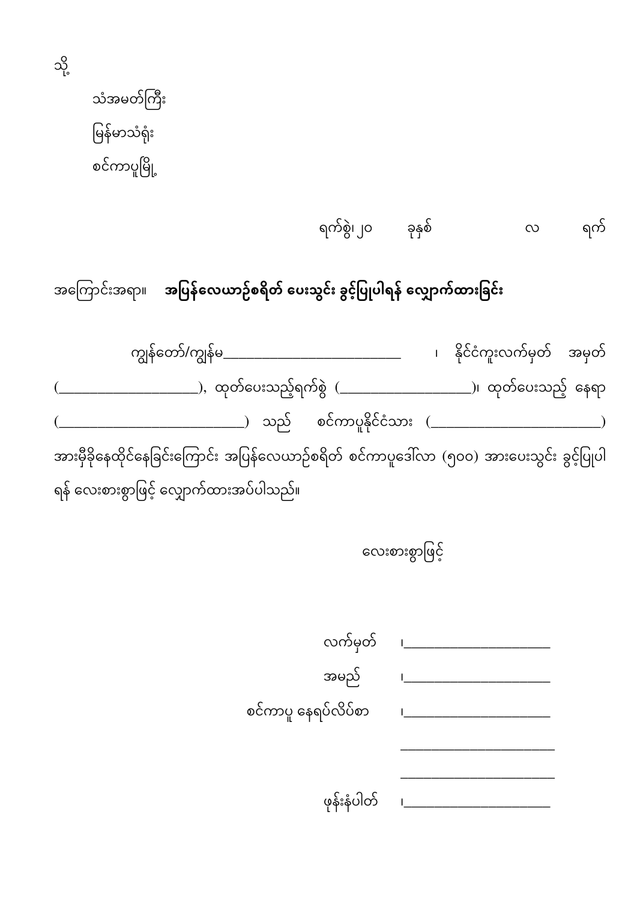သို့

သံအမတ်ကြီး

မြန်မာသံရုံး

စင်ကာပူမြို့

ရက်စွဲ၊ ၂၀ ခုနှစ် လ ရက်

အကြောင်းအရာ။ **အပြန်လေယာဉ်စရိတ် ပေးသွင်း ခွင့်ပြုပါရန် လျှောက်ထားခြင်း**

ကျွန်တော်/ကျွန်မ_________________________ ၊ နိုင်ငံကူးလက်မှတ် အမှတ် (__________________), ထုတ်ပေးသည့်ရက်စွဲ (_________________)၊ ထုတ်ပေးသည့် နေရာ (________________________) သည် စင်ကာပူနိုင်ငံသား (______________________) အားမှီခိုနေထိုင်နေခြင်းကြောင်း အပြန်လေယာဉ်စရိတ် စင်ကာပူဒေါ်လာ (၅၀၀) အားပေးသွင်း ခွင့်ပြုပါရန် လေးစားစွာဖြင့် လျှောက်ထားအပ်ပါသည်။

လေးစားစွာဖြင့်

လက်မှတ် ၊____________________

အမည် ၊____________________

စင်ကာပူ နေရပ်လိပ်စာ ၊____________________

____________________

____________________

ဖုန်းနံပါတ် ၊____________________